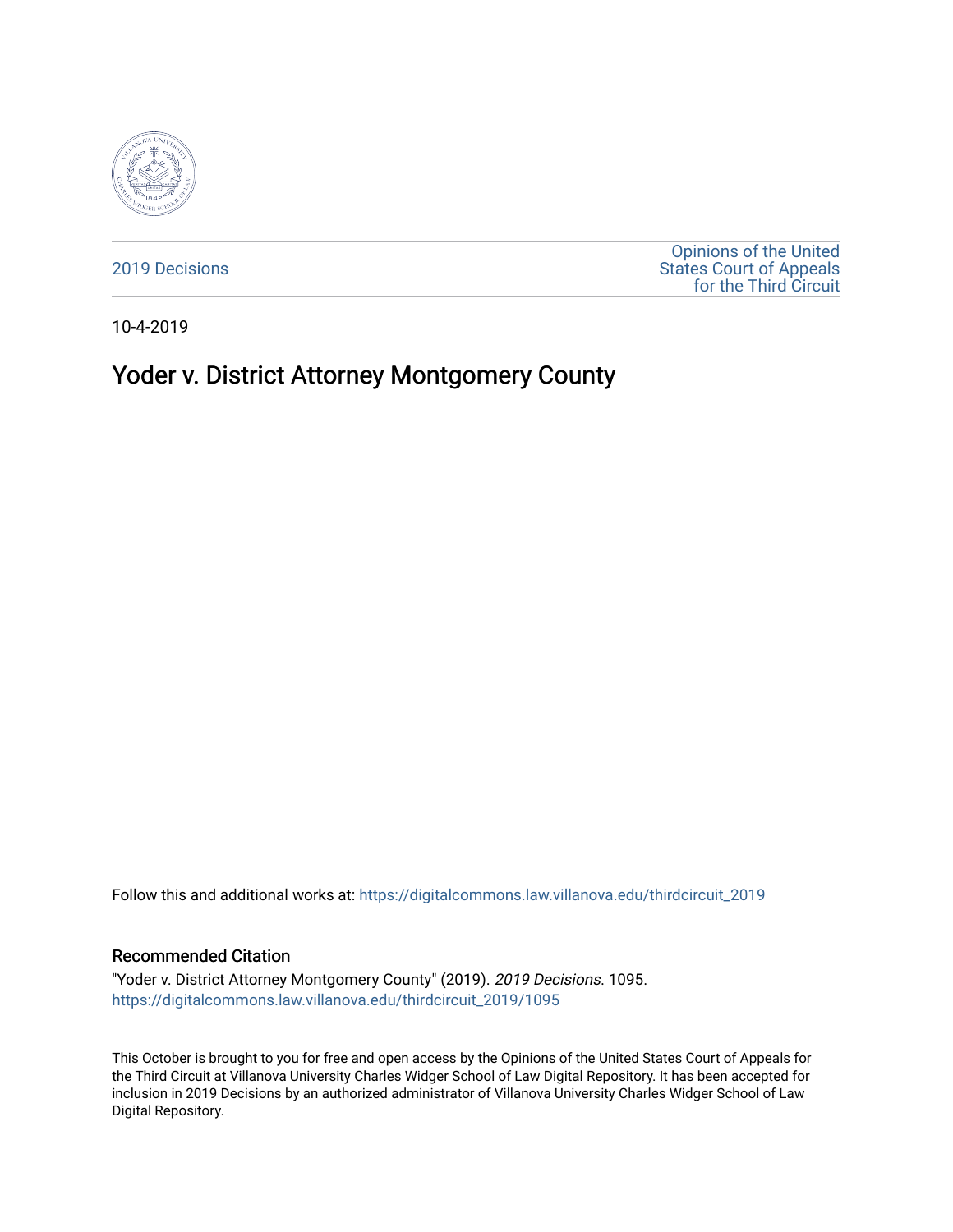2019 Decisions

Opinions of the United States Court of Appeals for the Third Circuit

10-4-2019

# Yoder v. District Attorney Montgomery County

Follow this and additional works at: https://digitalcommons.law.villanova.edu/thirdcircuit_2019

## Recommended Citation

"Yoder v. District Attorney Montgomery County" (2019). *2019 Decisions*. 1095.
https://digitalcommons.law.villanova.edu/thirdcircuit_2019/1095

This October is brought to you for free and open access by the Opinions of the United States Court of Appeals for the Third Circuit at Villanova University Charles Widger School of Law Digital Repository. It has been accepted for inclusion in 2019 Decisions by an authorized administrator of Villanova University Charles Widger School of Law Digital Repository.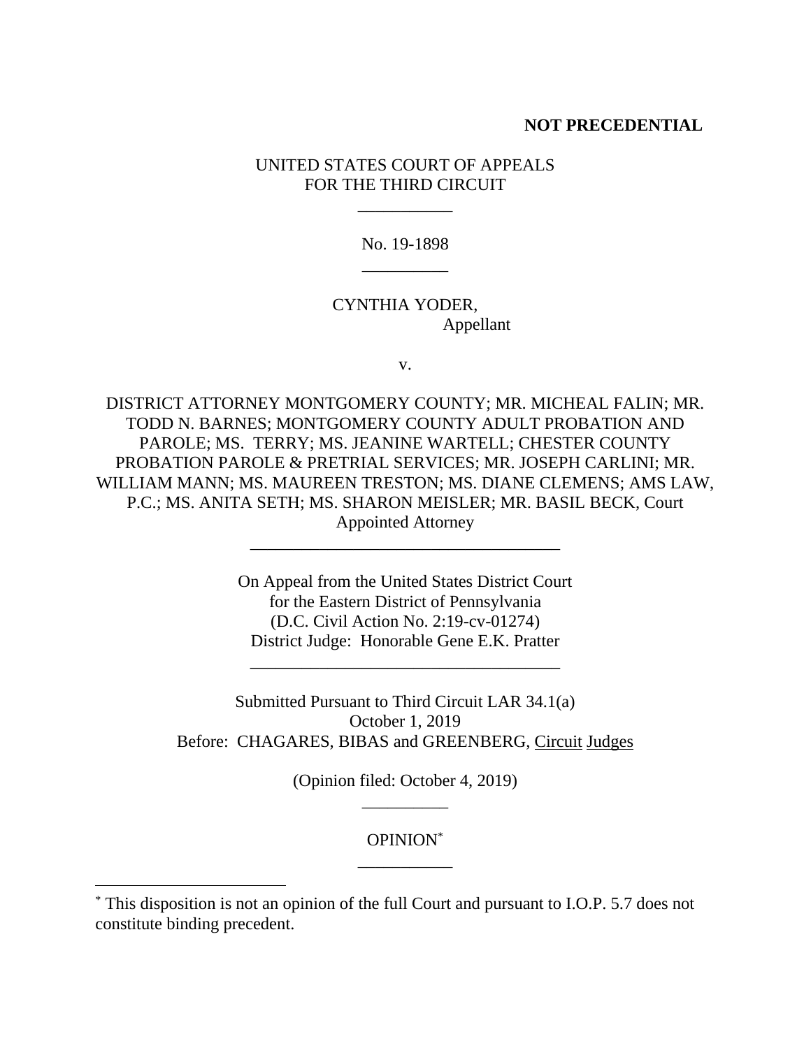**NOT PRECEDENTIAL**

UNITED STATES COURT OF APPEALS
FOR THE THIRD CIRCUIT

\_\_\_\_\_\_\_\_\_\_\_

No. 19-1898

\_\_\_\_\_\_\_\_\_\_

CYNTHIA YODER,
Appellant

v.

DISTRICT ATTORNEY MONTGOMERY COUNTY; MR. MICHEAL FALIN; MR. TODD N. BARNES; MONTGOMERY COUNTY ADULT PROBATION AND PAROLE; MS. TERRY; MS. JEANINE WARTELL; CHESTER COUNTY PROBATION PAROLE & PRETRIAL SERVICES; MR. JOSEPH CARLINI; MR. WILLIAM MANN; MS. MAUREEN TRESTON; MS. DIANE CLEMENS; AMS LAW, P.C.; MS. ANITA SETH; MS. SHARON MEISLER; MR. BASIL BECK, Court Appointed Attorney

\_\_\_\_\_\_\_\_\_\_\_\_\_\_\_\_\_\_\_\_\_\_\_\_\_\_\_\_\_\_\_\_\_\_\_\_

On Appeal from the United States District Court
for the Eastern District of Pennsylvania
(D.C. Civil Action No. 2:19-cv-01274)
District Judge: Honorable Gene E.K. Pratter

\_\_\_\_\_\_\_\_\_\_\_\_\_\_\_\_\_\_\_\_\_\_\_\_\_\_\_\_\_\_\_\_\_\_\_\_

Submitted Pursuant to Third Circuit LAR 34.1(a)
October 1, 2019
Before: CHAGARES, BIBAS and GREENBERG, Circuit Judges

(Opinion filed: October 4, 2019)

\_\_\_\_\_\_\_\_\_\_

OPINION[*]

\_\_\_\_\_\_\_\_\_\_\_

[*] This disposition is not an opinion of the full Court and pursuant to I.O.P. 5.7 does not constitute binding precedent.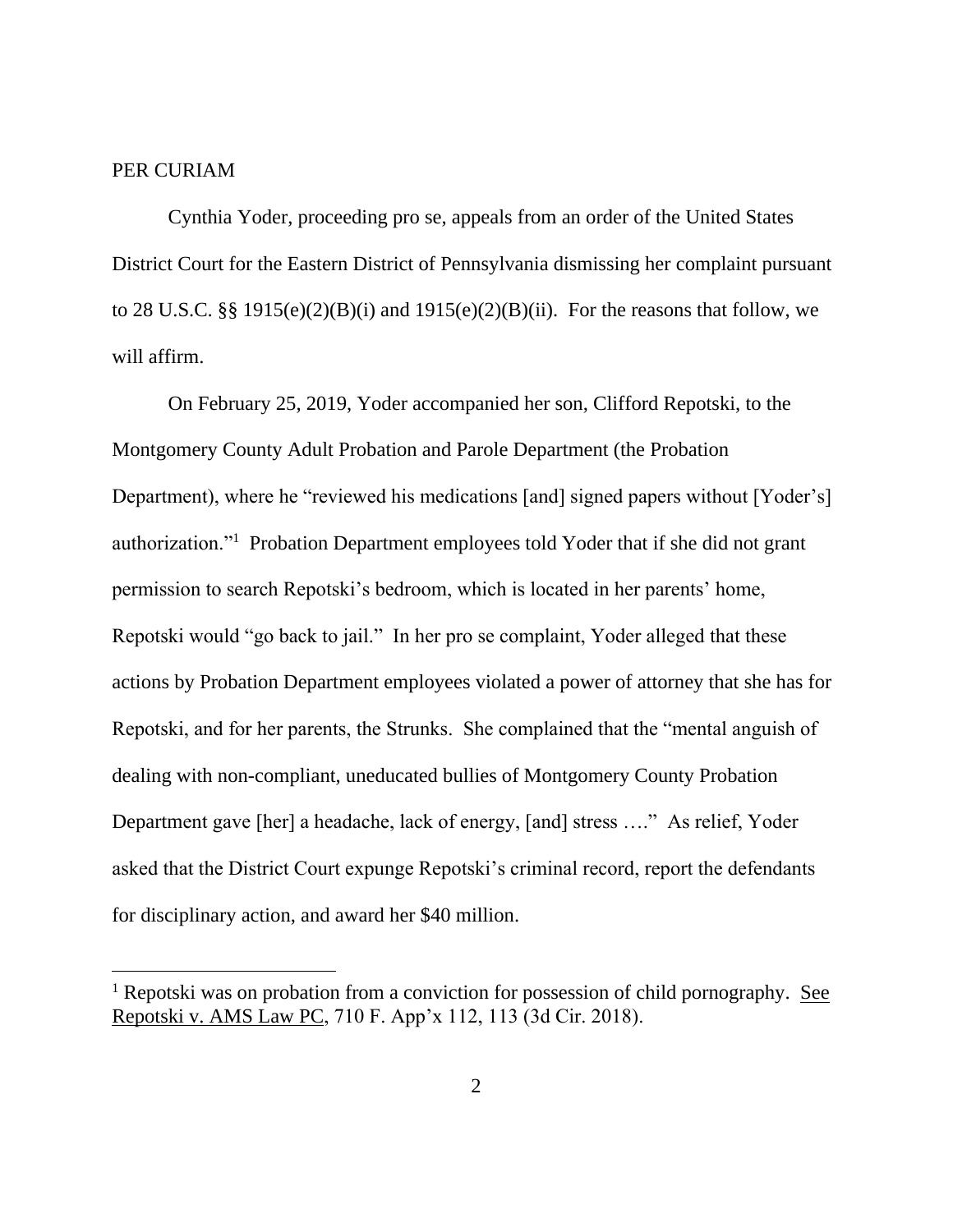PER CURIAM

Cynthia Yoder, proceeding pro se, appeals from an order of the United States District Court for the Eastern District of Pennsylvania dismissing her complaint pursuant to 28 U.S.C. §§ 1915(e)(2)(B)(i) and 1915(e)(2)(B)(ii). For the reasons that follow, we will affirm.

On February 25, 2019, Yoder accompanied her son, Clifford Repotski, to the Montgomery County Adult Probation and Parole Department (the Probation Department), where he "reviewed his medications [and] signed papers without [Yoder's] authorization."[1] Probation Department employees told Yoder that if she did not grant permission to search Repotski's bedroom, which is located in her parents' home, Repotski would "go back to jail." In her pro se complaint, Yoder alleged that these actions by Probation Department employees violated a power of attorney that she has for Repotski, and for her parents, the Strunks. She complained that the "mental anguish of dealing with non-compliant, uneducated bullies of Montgomery County Probation Department gave [her] a headache, lack of energy, [and] stress …." As relief, Yoder asked that the District Court expunge Repotski's criminal record, report the defendants for disciplinary action, and award her $40 million.

---

[1] Repotski was on probation from a conviction for possession of child pornography. See Repotski v. AMS Law PC, 710 F. App'x 112, 113 (3d Cir. 2018).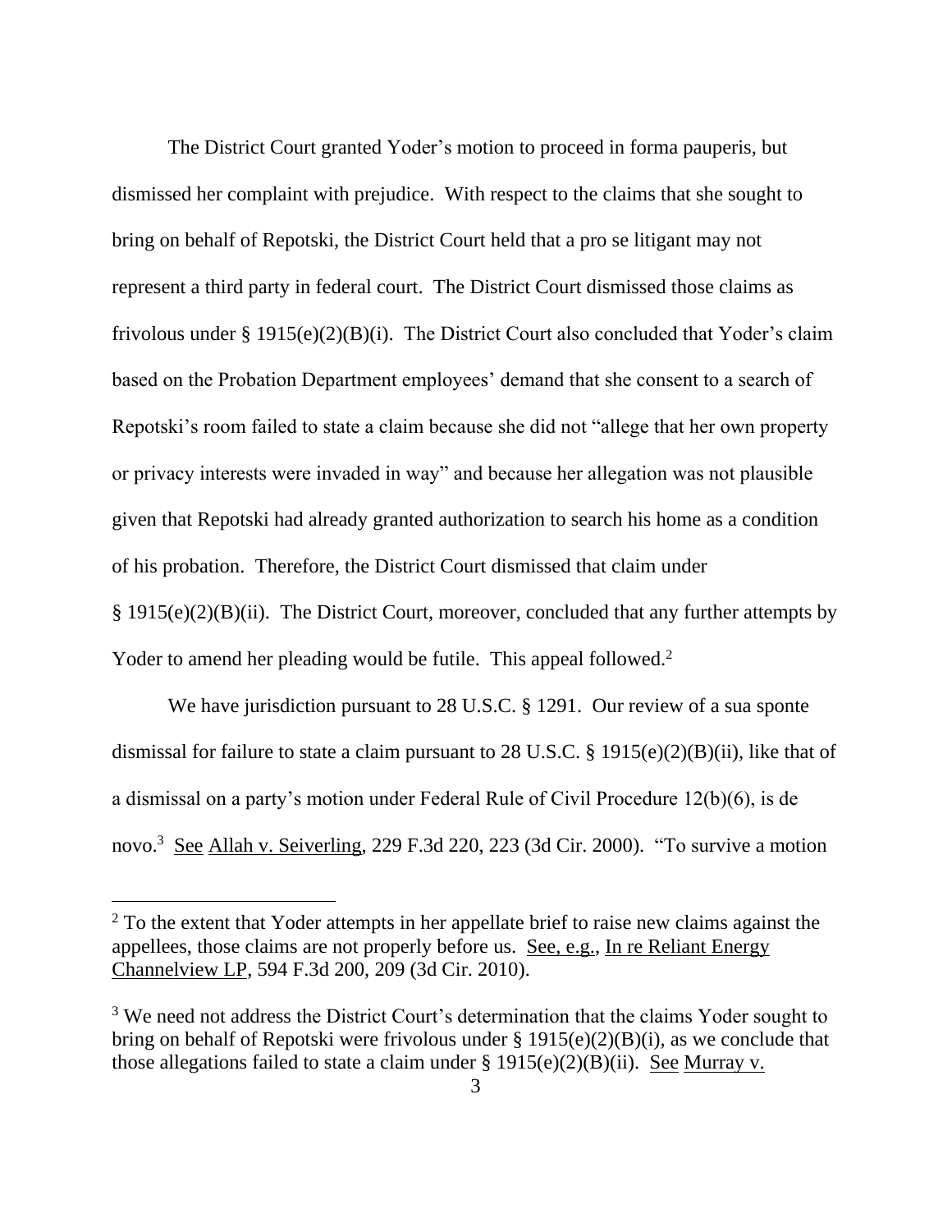The District Court granted Yoder's motion to proceed in forma pauperis, but dismissed her complaint with prejudice. With respect to the claims that she sought to bring on behalf of Repotski, the District Court held that a pro se litigant may not represent a third party in federal court. The District Court dismissed those claims as frivolous under § 1915(e)(2)(B)(i). The District Court also concluded that Yoder's claim based on the Probation Department employees' demand that she consent to a search of Repotski's room failed to state a claim because she did not "allege that her own property or privacy interests were invaded in way" and because her allegation was not plausible given that Repotski had already granted authorization to search his home as a condition of his probation. Therefore, the District Court dismissed that claim under § 1915(e)(2)(B)(ii). The District Court, moreover, concluded that any further attempts by Yoder to amend her pleading would be futile. This appeal followed.[2]

We have jurisdiction pursuant to 28 U.S.C. § 1291. Our review of a sua sponte dismissal for failure to state a claim pursuant to 28 U.S.C. § 1915(e)(2)(B)(ii), like that of a dismissal on a party's motion under Federal Rule of Civil Procedure 12(b)(6), is de novo.[3] See Allah v. Seiverling, 229 F.3d 220, 223 (3d Cir. 2000). "To survive a motion

---

[2] To the extent that Yoder attempts in her appellate brief to raise new claims against the appellees, those claims are not properly before us. See, e.g., In re Reliant Energy Channelview LP, 594 F.3d 200, 209 (3d Cir. 2010).

[3] We need not address the District Court's determination that the claims Yoder sought to bring on behalf of Repotski were frivolous under § 1915(e)(2)(B)(i), as we conclude that those allegations failed to state a claim under § 1915(e)(2)(B)(ii). See Murray v.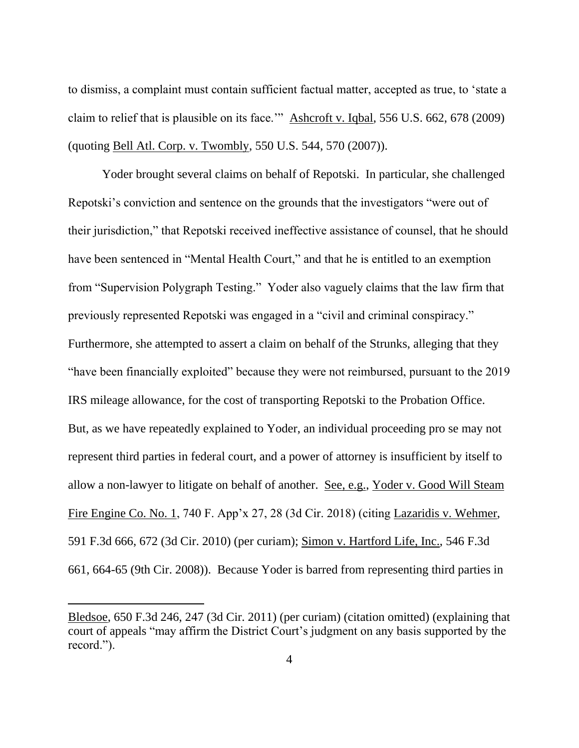to dismiss, a complaint must contain sufficient factual matter, accepted as true, to 'state a claim to relief that is plausible on its face.'" Ashcroft v. Iqbal, 556 U.S. 662, 678 (2009) (quoting Bell Atl. Corp. v. Twombly, 550 U.S. 544, 570 (2007)).

Yoder brought several claims on behalf of Repotski. In particular, she challenged Repotski's conviction and sentence on the grounds that the investigators "were out of their jurisdiction," that Repotski received ineffective assistance of counsel, that he should have been sentenced in "Mental Health Court," and that he is entitled to an exemption from "Supervision Polygraph Testing." Yoder also vaguely claims that the law firm that previously represented Repotski was engaged in a "civil and criminal conspiracy." Furthermore, she attempted to assert a claim on behalf of the Strunks, alleging that they "have been financially exploited" because they were not reimbursed, pursuant to the 2019 IRS mileage allowance, for the cost of transporting Repotski to the Probation Office. But, as we have repeatedly explained to Yoder, an individual proceeding pro se may not represent third parties in federal court, and a power of attorney is insufficient by itself to allow a non-lawyer to litigate on behalf of another. See, e.g., Yoder v. Good Will Steam Fire Engine Co. No. 1, 740 F. App'x 27, 28 (3d Cir. 2018) (citing Lazaridis v. Wehmer, 591 F.3d 666, 672 (3d Cir. 2010) (per curiam); Simon v. Hartford Life, Inc., 546 F.3d 661, 664-65 (9th Cir. 2008)). Because Yoder is barred from representing third parties in

---

Bledsoe, 650 F.3d 246, 247 (3d Cir. 2011) (per curiam) (citation omitted) (explaining that court of appeals "may affirm the District Court's judgment on any basis supported by the record.").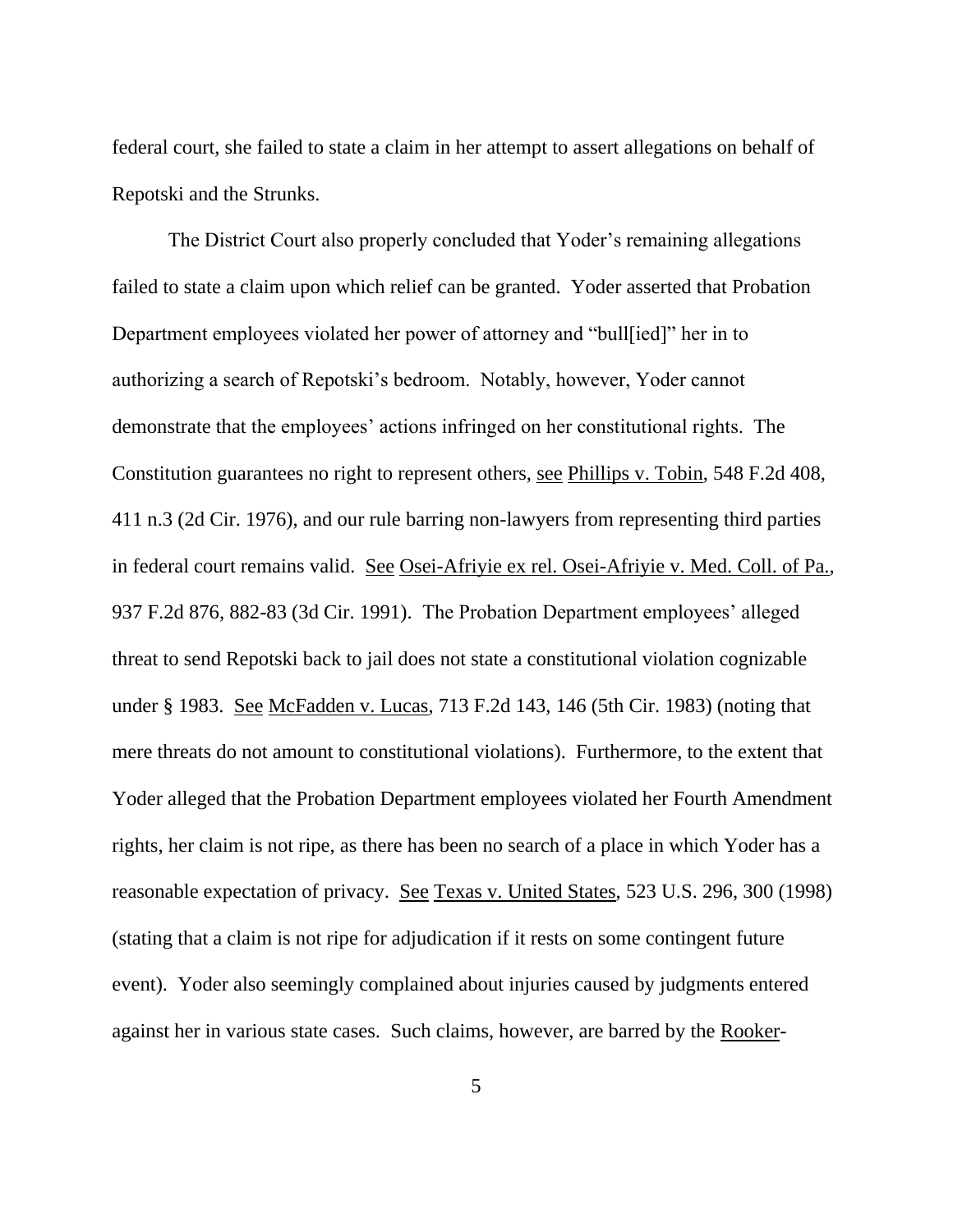federal court, she failed to state a claim in her attempt to assert allegations on behalf of Repotski and the Strunks.

The District Court also properly concluded that Yoder's remaining allegations failed to state a claim upon which relief can be granted. Yoder asserted that Probation Department employees violated her power of attorney and "bull[ied]" her in to authorizing a search of Repotski's bedroom. Notably, however, Yoder cannot demonstrate that the employees' actions infringed on her constitutional rights. The Constitution guarantees no right to represent others, see Phillips v. Tobin, 548 F.2d 408, 411 n.3 (2d Cir. 1976), and our rule barring non-lawyers from representing third parties in federal court remains valid. See Osei-Afriyie ex rel. Osei-Afriyie v. Med. Coll. of Pa., 937 F.2d 876, 882-83 (3d Cir. 1991). The Probation Department employees' alleged threat to send Repotski back to jail does not state a constitutional violation cognizable under § 1983. See McFadden v. Lucas, 713 F.2d 143, 146 (5th Cir. 1983) (noting that mere threats do not amount to constitutional violations). Furthermore, to the extent that Yoder alleged that the Probation Department employees violated her Fourth Amendment rights, her claim is not ripe, as there has been no search of a place in which Yoder has a reasonable expectation of privacy. See Texas v. United States, 523 U.S. 296, 300 (1998) (stating that a claim is not ripe for adjudication if it rests on some contingent future event). Yoder also seemingly complained about injuries caused by judgments entered against her in various state cases. Such claims, however, are barred by the Rooker-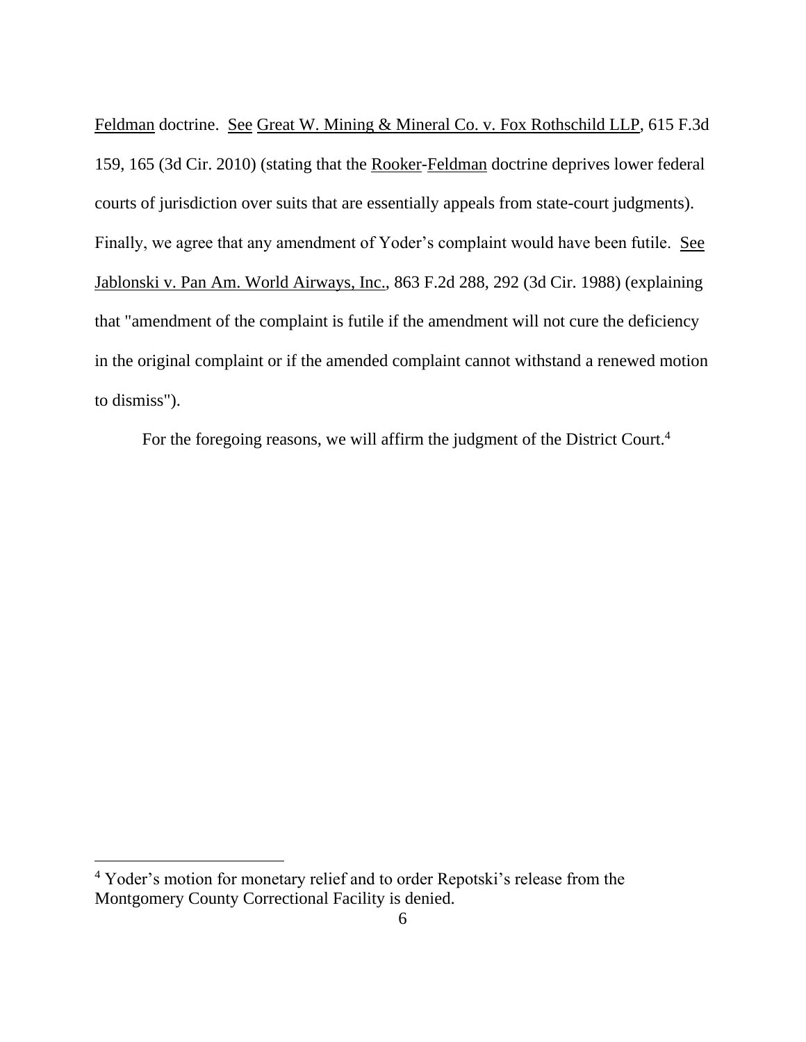Feldman doctrine. See Great W. Mining & Mineral Co. v. Fox Rothschild LLP, 615 F.3d 159, 165 (3d Cir. 2010) (stating that the Rooker-Feldman doctrine deprives lower federal courts of jurisdiction over suits that are essentially appeals from state-court judgments). Finally, we agree that any amendment of Yoder's complaint would have been futile. See Jablonski v. Pan Am. World Airways, Inc., 863 F.2d 288, 292 (3d Cir. 1988) (explaining that "amendment of the complaint is futile if the amendment will not cure the deficiency in the original complaint or if the amended complaint cannot withstand a renewed motion to dismiss").

For the foregoing reasons, we will affirm the judgment of the District Court.[4]

[4] Yoder's motion for monetary relief and to order Repotski's release from the Montgomery County Correctional Facility is denied.